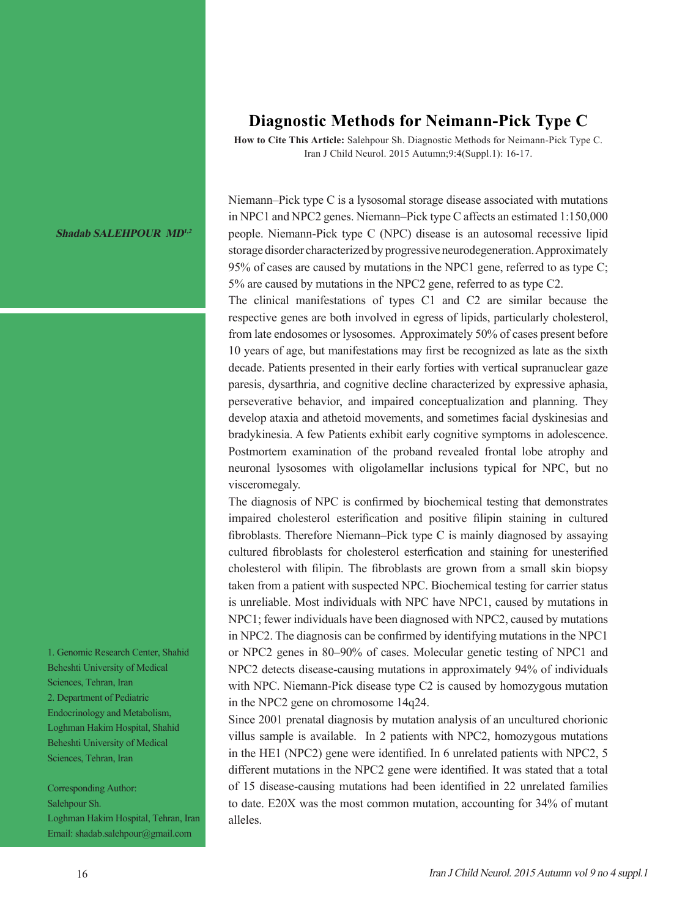# Diagnostic Methods for Neimann-Pick Type C

**How to Cite This Article:** Salehpour Sh. Diagnostic Methods for Neimann-Pick Type C. Iran J Child Neurol. 2015 Autumn;9:4(Suppl.1): 16-17.

***Shadab SALEHPOUR MD[1,2]***

1. Genomic Research Center, Shahid Beheshti University of Medical Sciences, Tehran, Iran
2. Department of Pediatric Endocrinology and Metabolism, Loghman Hakim Hospital, Shahid Beheshti University of Medical Sciences, Tehran, Iran

Corresponding Author:
Salehpour Sh.
Loghman Hakim Hospital, Tehran, Iran
Email: shadab.salehpour@gmail.com

Niemann–Pick type C is a lysosomal storage disease associated with mutations in NPC1 and NPC2 genes. Niemann–Pick type C affects an estimated 1:150,000 people. Niemann-Pick type C (NPC) disease is an autosomal recessive lipid storage disorder characterized by progressive neurodegeneration. Approximately 95% of cases are caused by mutations in the NPC1 gene, referred to as type C; 5% are caused by mutations in the NPC2 gene, referred to as type C2.

The clinical manifestations of types C1 and C2 are similar because the respective genes are both involved in egress of lipids, particularly cholesterol, from late endosomes or lysosomes. Approximately 50% of cases present before 10 years of age, but manifestations may first be recognized as late as the sixth decade. Patients presented in their early forties with vertical supranuclear gaze paresis, dysarthria, and cognitive decline characterized by expressive aphasia, perseverative behavior, and impaired conceptualization and planning. They develop ataxia and athetoid movements, and sometimes facial dyskinesias and bradykinesia. A few Patients exhibit early cognitive symptoms in adolescence. Postmortem examination of the proband revealed frontal lobe atrophy and neuronal lysosomes with oligolamellar inclusions typical for NPC, but no visceromegaly.

The diagnosis of NPC is confirmed by biochemical testing that demonstrates impaired cholesterol esterification and positive filipin staining in cultured fibroblasts. Therefore Niemann–Pick type C is mainly diagnosed by assaying cultured fibroblasts for cholesterol esterfication and staining for unesterified cholesterol with filipin. The fibroblasts are grown from a small skin biopsy taken from a patient with suspected NPC. Biochemical testing for carrier status is unreliable. Most individuals with NPC have NPC1, caused by mutations in NPC1; fewer individuals have been diagnosed with NPC2, caused by mutations in NPC2. The diagnosis can be confirmed by identifying mutations in the NPC1 or NPC2 genes in 80–90% of cases. Molecular genetic testing of NPC1 and NPC2 detects disease-causing mutations in approximately 94% of individuals with NPC. Niemann-Pick disease type C2 is caused by homozygous mutation in the NPC2 gene on chromosome 14q24.

Since 2001 prenatal diagnosis by mutation analysis of an uncultured chorionic villus sample is available. In 2 patients with NPC2, homozygous mutations in the HE1 (NPC2) gene were identified. In 6 unrelated patients with NPC2, 5 different mutations in the NPC2 gene were identified. It was stated that a total of 15 disease-causing mutations had been identified in 22 unrelated families to date. E20X was the most common mutation, accounting for 34% of mutant alleles.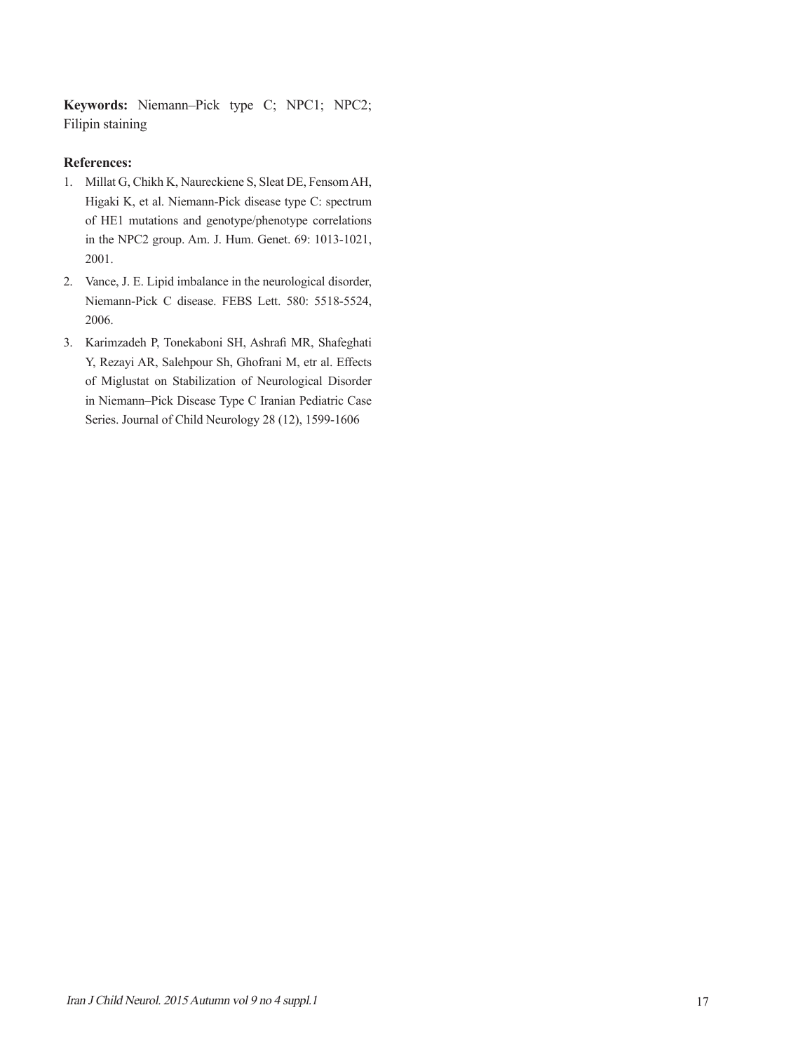**Keywords:** Niemann–Pick type C; NPC1; NPC2; Filipin staining

**References:**

1. Millat G, Chikh K, Naureckiene S, Sleat DE, Fensom AH, Higaki K, et al. Niemann-Pick disease type C: spectrum of HE1 mutations and genotype/phenotype correlations in the NPC2 group. Am. J. Hum. Genet. 69: 1013-1021, 2001.
2. Vance, J. E. Lipid imbalance in the neurological disorder, Niemann-Pick C disease. FEBS Lett. 580: 5518-5524, 2006.
3. Karimzadeh P, Tonekaboni SH, Ashrafi MR, Shafeghati Y, Rezayi AR, Salehpour Sh, Ghofrani M, etr al. Effects of Miglustat on Stabilization of Neurological Disorder in Niemann–Pick Disease Type C Iranian Pediatric Case Series. Journal of Child Neurology 28 (12), 1599-1606